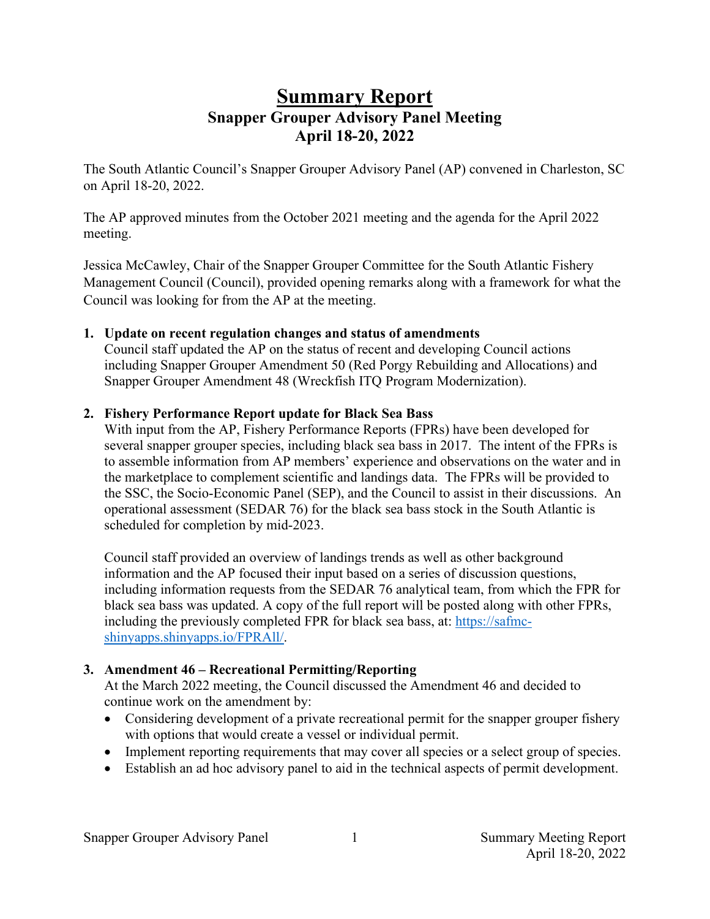# Summary Report

## Snapper Grouper Advisory Panel Meeting
## April 18-20, 2022

The South Atlantic Council's Snapper Grouper Advisory Panel (AP) convened in Charleston, SC on April 18-20, 2022.

The AP approved minutes from the October 2021 meeting and the agenda for the April 2022 meeting.

Jessica McCawley, Chair of the Snapper Grouper Committee for the South Atlantic Fishery Management Council (Council), provided opening remarks along with a framework for what the Council was looking for from the AP at the meeting.

1. **Update on recent regulation changes and status of amendments**
   Council staff updated the AP on the status of recent and developing Council actions including Snapper Grouper Amendment 50 (Red Porgy Rebuilding and Allocations) and Snapper Grouper Amendment 48 (Wreckfish ITQ Program Modernization).

2. **Fishery Performance Report update for Black Sea Bass**
   With input from the AP, Fishery Performance Reports (FPRs) have been developed for several snapper grouper species, including black sea bass in 2017. The intent of the FPRs is to assemble information from AP members' experience and observations on the water and in the marketplace to complement scientific and landings data. The FPRs will be provided to the SSC, the Socio-Economic Panel (SEP), and the Council to assist in their discussions. An operational assessment (SEDAR 76) for the black sea bass stock in the South Atlantic is scheduled for completion by mid-2023.

   Council staff provided an overview of landings trends as well as other background information and the AP focused their input based on a series of discussion questions, including information requests from the SEDAR 76 analytical team, from which the FPR for black sea bass was updated. A copy of the full report will be posted along with other FPRs, including the previously completed FPR for black sea bass, at: [https://safmc-shinyapps.shinyapps.io/FPRAll/](https://safmc-shinyapps.shinyapps.io/FPRAll/).

3. **Amendment 46 – Recreational Permitting/Reporting**
   At the March 2022 meeting, the Council discussed the Amendment 46 and decided to continue work on the amendment by:
   - Considering development of a private recreational permit for the snapper grouper fishery with options that would create a vessel or individual permit.
   - Implement reporting requirements that may cover all species or a select group of species.
   - Establish an ad hoc advisory panel to aid in the technical aspects of permit development.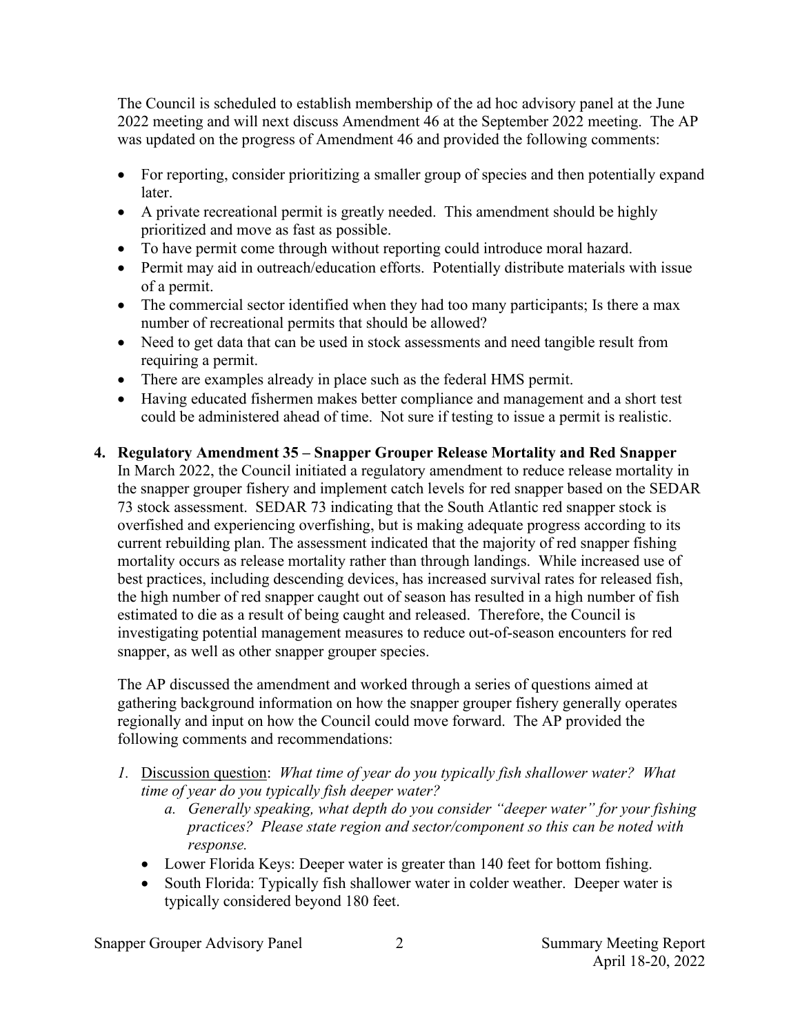The Council is scheduled to establish membership of the ad hoc advisory panel at the June 2022 meeting and will next discuss Amendment 46 at the September 2022 meeting. The AP was updated on the progress of Amendment 46 and provided the following comments:

- For reporting, consider prioritizing a smaller group of species and then potentially expand later.
- A private recreational permit is greatly needed. This amendment should be highly prioritized and move as fast as possible.
- To have permit come through without reporting could introduce moral hazard.
- Permit may aid in outreach/education efforts. Potentially distribute materials with issue of a permit.
- The commercial sector identified when they had too many participants; Is there a max number of recreational permits that should be allowed?
- Need to get data that can be used in stock assessments and need tangible result from requiring a permit.
- There are examples already in place such as the federal HMS permit.
- Having educated fishermen makes better compliance and management and a short test could be administered ahead of time. Not sure if testing to issue a permit is realistic.

**4. Regulatory Amendment 35 – Snapper Grouper Release Mortality and Red Snapper**

In March 2022, the Council initiated a regulatory amendment to reduce release mortality in the snapper grouper fishery and implement catch levels for red snapper based on the SEDAR 73 stock assessment. SEDAR 73 indicating that the South Atlantic red snapper stock is overfished and experiencing overfishing, but is making adequate progress according to its current rebuilding plan. The assessment indicated that the majority of red snapper fishing mortality occurs as release mortality rather than through landings. While increased use of best practices, including descending devices, has increased survival rates for released fish, the high number of red snapper caught out of season has resulted in a high number of fish estimated to die as a result of being caught and released. Therefore, the Council is investigating potential management measures to reduce out-of-season encounters for red snapper, as well as other snapper grouper species.

The AP discussed the amendment and worked through a series of questions aimed at gathering background information on how the snapper grouper fishery generally operates regionally and input on how the Council could move forward. The AP provided the following comments and recommendations:

1. Discussion question: *What time of year do you typically fish shallower water? What time of year do you typically fish deeper water?*
    a. *Generally speaking, what depth do you consider "deeper water" for your fishing practices? Please state region and sector/component so this can be noted with response.*
    - Lower Florida Keys: Deeper water is greater than 140 feet for bottom fishing.
    - South Florida: Typically fish shallower water in colder weather. Deeper water is typically considered beyond 180 feet.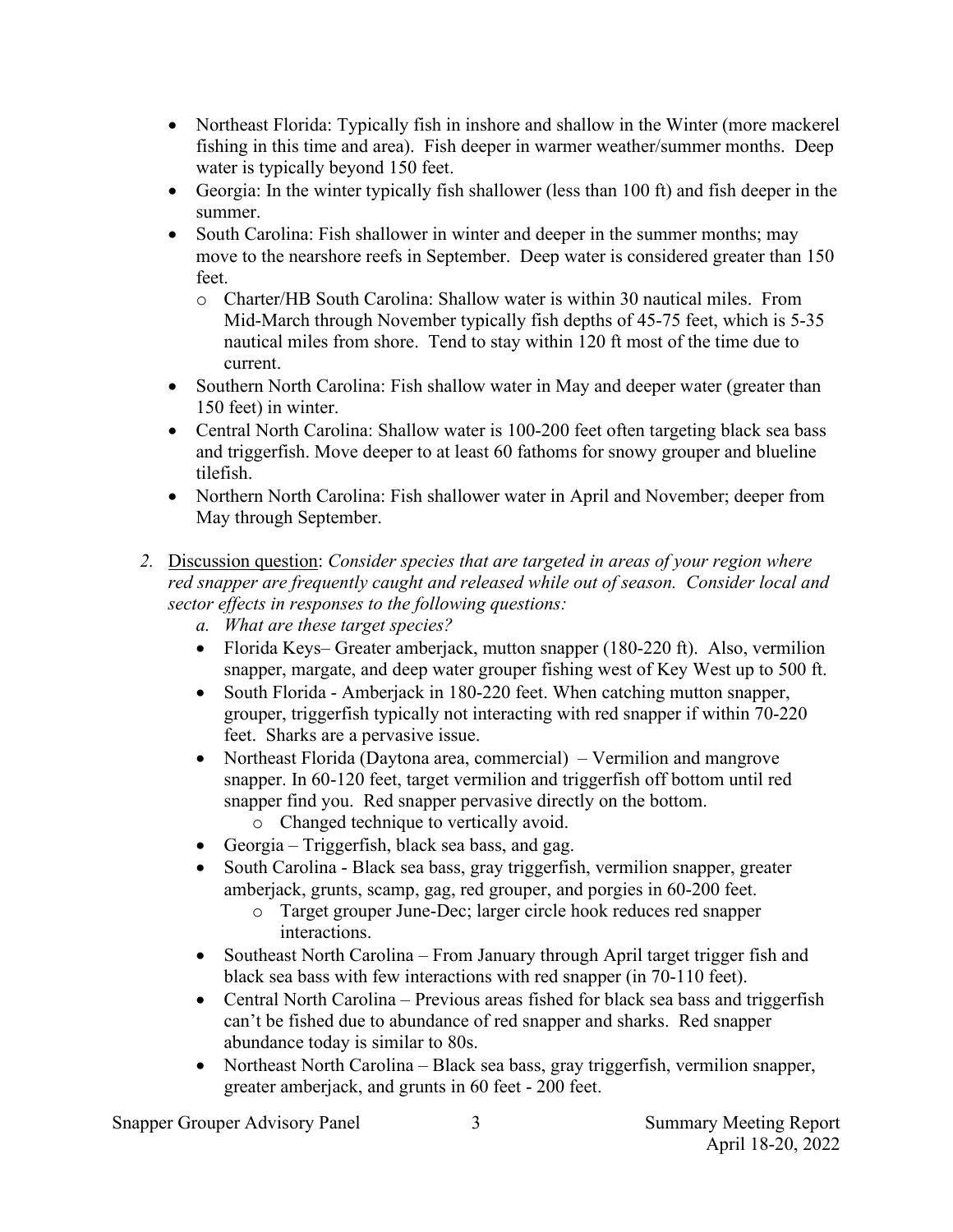- Northeast Florida: Typically fish in inshore and shallow in the Winter (more mackerel fishing in this time and area). Fish deeper in warmer weather/summer months. Deep water is typically beyond 150 feet.
- Georgia: In the winter typically fish shallower (less than 100 ft) and fish deeper in the summer.
- South Carolina: Fish shallower in winter and deeper in the summer months; may move to the nearshore reefs in September. Deep water is considered greater than 150 feet.
  - Charter/HB South Carolina: Shallow water is within 30 nautical miles. From Mid-March through November typically fish depths of 45-75 feet, which is 5-35 nautical miles from shore. Tend to stay within 120 ft most of the time due to current.
- Southern North Carolina: Fish shallow water in May and deeper water (greater than 150 feet) in winter.
- Central North Carolina: Shallow water is 100-200 feet often targeting black sea bass and triggerfish. Move deeper to at least 60 fathoms for snowy grouper and blueline tilefish.
- Northern North Carolina: Fish shallower water in April and November; deeper from May through September.

2. Discussion question: *Consider species that are targeted in areas of your region where red snapper are frequently caught and released while out of season. Consider local and sector effects in responses to the following questions:*
   a. *What are these target species?*
   - Florida Keys– Greater amberjack, mutton snapper (180-220 ft). Also, vermilion snapper, margate, and deep water grouper fishing west of Key West up to 500 ft.
   - South Florida - Amberjack in 180-220 feet. When catching mutton snapper, grouper, triggerfish typically not interacting with red snapper if within 70-220 feet. Sharks are a pervasive issue.
   - Northeast Florida (Daytona area, commercial) – Vermilion and mangrove snapper. In 60-120 feet, target vermilion and triggerfish off bottom until red snapper find you. Red snapper pervasive directly on the bottom.
     - Changed technique to vertically avoid.
   - Georgia – Triggerfish, black sea bass, and gag.
   - South Carolina - Black sea bass, gray triggerfish, vermilion snapper, greater amberjack, grunts, scamp, gag, red grouper, and porgies in 60-200 feet.
     - Target grouper June-Dec; larger circle hook reduces red snapper interactions.
   - Southeast North Carolina – From January through April target trigger fish and black sea bass with few interactions with red snapper (in 70-110 feet).
   - Central North Carolina – Previous areas fished for black sea bass and triggerfish can't be fished due to abundance of red snapper and sharks. Red snapper abundance today is similar to 80s.
   - Northeast North Carolina – Black sea bass, gray triggerfish, vermilion snapper, greater amberjack, and grunts in 60 feet - 200 feet.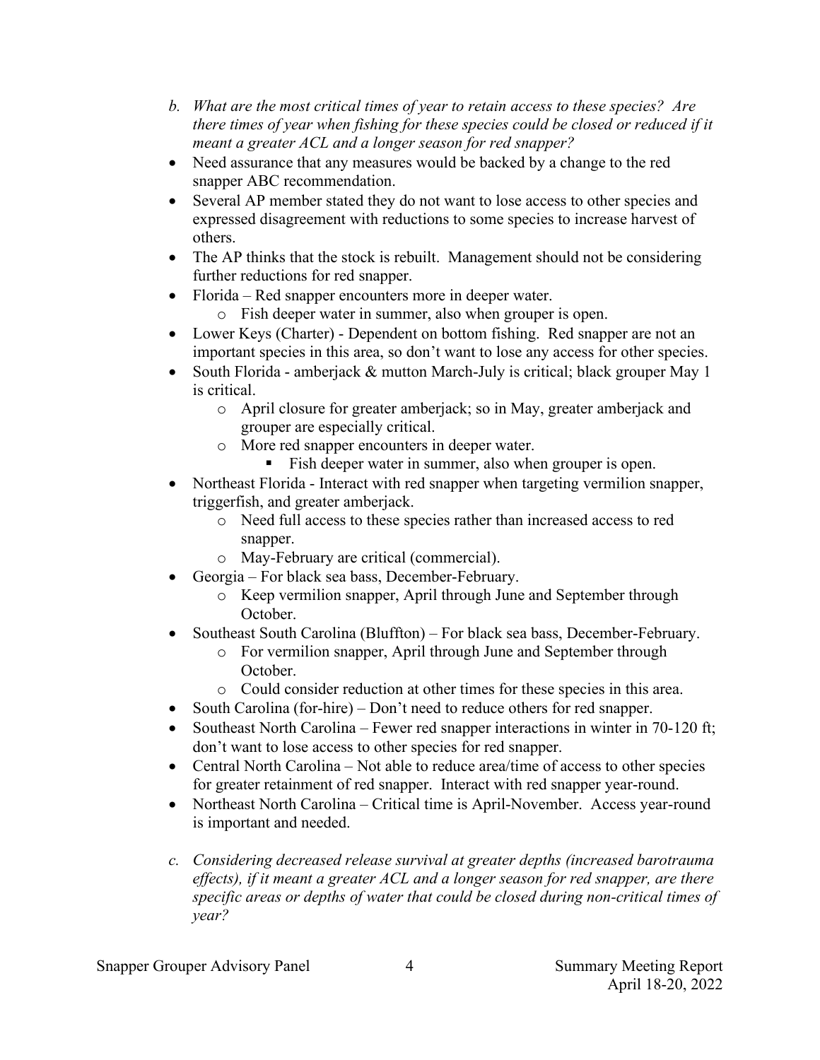*b. What are the most critical times of year to retain access to these species? Are there times of year when fishing for these species could be closed or reduced if it meant a greater ACL and a longer season for red snapper?*

- Need assurance that any measures would be backed by a change to the red snapper ABC recommendation.
- Several AP member stated they do not want to lose access to other species and expressed disagreement with reductions to some species to increase harvest of others.
- The AP thinks that the stock is rebuilt. Management should not be considering further reductions for red snapper.
- Florida – Red snapper encounters more in deeper water.
  - Fish deeper water in summer, also when grouper is open.
- Lower Keys (Charter) - Dependent on bottom fishing. Red snapper are not an important species in this area, so don't want to lose any access for other species.
- South Florida - amberjack & mutton March-July is critical; black grouper May 1 is critical.
  - April closure for greater amberjack; so in May, greater amberjack and grouper are especially critical.
  - More red snapper encounters in deeper water.
    - Fish deeper water in summer, also when grouper is open.
- Northeast Florida - Interact with red snapper when targeting vermilion snapper, triggerfish, and greater amberjack.
  - Need full access to these species rather than increased access to red snapper.
  - May-February are critical (commercial).
- Georgia – For black sea bass, December-February.
  - Keep vermilion snapper, April through June and September through October.
- Southeast South Carolina (Bluffton) – For black sea bass, December-February.
  - For vermilion snapper, April through June and September through October.
  - Could consider reduction at other times for these species in this area.
- South Carolina (for-hire) – Don't need to reduce others for red snapper.
- Southeast North Carolina – Fewer red snapper interactions in winter in 70-120 ft; don't want to lose access to other species for red snapper.
- Central North Carolina – Not able to reduce area/time of access to other species for greater retainment of red snapper. Interact with red snapper year-round.
- Northeast North Carolina – Critical time is April-November. Access year-round is important and needed.

*c. Considering decreased release survival at greater depths (increased barotrauma effects), if it meant a greater ACL and a longer season for red snapper, are there specific areas or depths of water that could be closed during non-critical times of year?*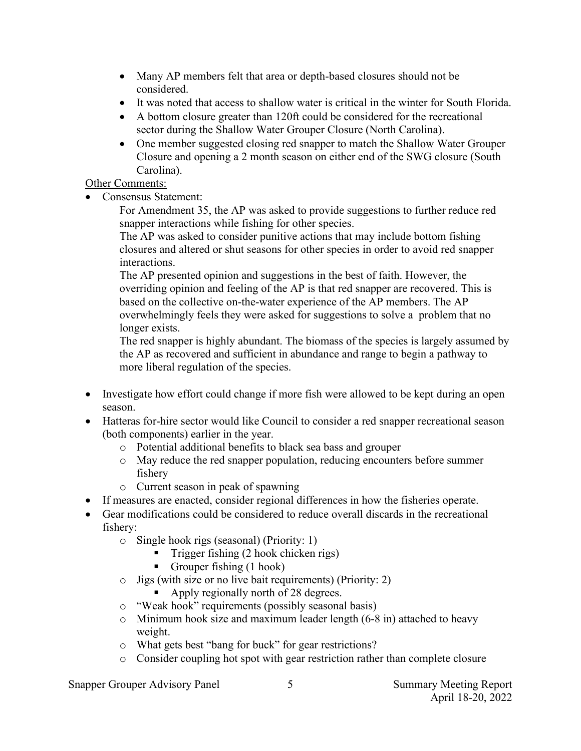- Many AP members felt that area or depth-based closures should not be considered.
- It was noted that access to shallow water is critical in the winter for South Florida.
- A bottom closure greater than 120ft could be considered for the recreational sector during the Shallow Water Grouper Closure (North Carolina).
- One member suggested closing red snapper to match the Shallow Water Grouper Closure and opening a 2 month season on either end of the SWG closure (South Carolina).

Other Comments:

- Consensus Statement:

  For Amendment 35, the AP was asked to provide suggestions to further reduce red snapper interactions while fishing for other species.

  The AP was asked to consider punitive actions that may include bottom fishing closures and altered or shut seasons for other species in order to avoid red snapper interactions.

  The AP presented opinion and suggestions in the best of faith. However, the overriding opinion and feeling of the AP is that red snapper are recovered. This is based on the collective on-the-water experience of the AP members. The AP overwhelmingly feels they were asked for suggestions to solve a problem that no longer exists.

  The red snapper is highly abundant. The biomass of the species is largely assumed by the AP as recovered and sufficient in abundance and range to begin a pathway to more liberal regulation of the species.

- Investigate how effort could change if more fish were allowed to be kept during an open season.
- Hatteras for-hire sector would like Council to consider a red snapper recreational season (both components) earlier in the year.
  - Potential additional benefits to black sea bass and grouper
  - May reduce the red snapper population, reducing encounters before summer fishery
  - Current season in peak of spawning
- If measures are enacted, consider regional differences in how the fisheries operate.
- Gear modifications could be considered to reduce overall discards in the recreational fishery:
  - Single hook rigs (seasonal) (Priority: 1)
    - Trigger fishing (2 hook chicken rigs)
    - Grouper fishing (1 hook)
  - Jigs (with size or no live bait requirements) (Priority: 2)
    - Apply regionally north of 28 degrees.
  - "Weak hook" requirements (possibly seasonal basis)
  - Minimum hook size and maximum leader length (6-8 in) attached to heavy weight.
  - What gets best "bang for buck" for gear restrictions?
  - Consider coupling hot spot with gear restriction rather than complete closure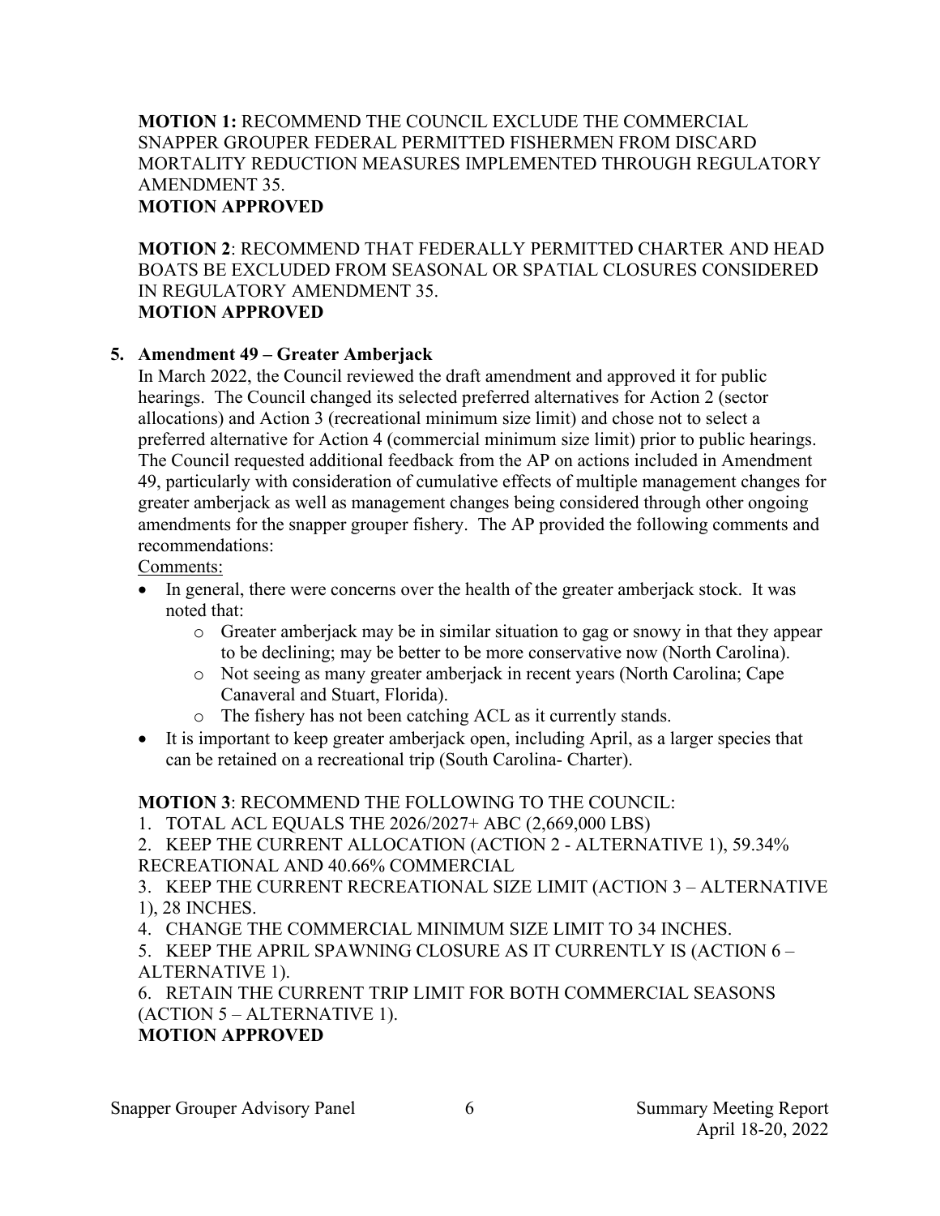**MOTION 1:** RECOMMEND THE COUNCIL EXCLUDE THE COMMERCIAL SNAPPER GROUPER FEDERAL PERMITTED FISHERMEN FROM DISCARD MORTALITY REDUCTION MEASURES IMPLEMENTED THROUGH REGULATORY AMENDMENT 35.
**MOTION APPROVED**

**MOTION 2**: RECOMMEND THAT FEDERALLY PERMITTED CHARTER AND HEAD BOATS BE EXCLUDED FROM SEASONAL OR SPATIAL CLOSURES CONSIDERED IN REGULATORY AMENDMENT 35.
**MOTION APPROVED**

**5. Amendment 49 – Greater Amberjack**

In March 2022, the Council reviewed the draft amendment and approved it for public hearings. The Council changed its selected preferred alternatives for Action 2 (sector allocations) and Action 3 (recreational minimum size limit) and chose not to select a preferred alternative for Action 4 (commercial minimum size limit) prior to public hearings. The Council requested additional feedback from the AP on actions included in Amendment 49, particularly with consideration of cumulative effects of multiple management changes for greater amberjack as well as management changes being considered through other ongoing amendments for the snapper grouper fishery. The AP provided the following comments and recommendations:

Comments:

- In general, there were concerns over the health of the greater amberjack stock. It was noted that:
  - Greater amberjack may be in similar situation to gag or snowy in that they appear to be declining; may be better to be more conservative now (North Carolina).
  - Not seeing as many greater amberjack in recent years (North Carolina; Cape Canaveral and Stuart, Florida).
  - The fishery has not been catching ACL as it currently stands.
- It is important to keep greater amberjack open, including April, as a larger species that can be retained on a recreational trip (South Carolina- Charter).

**MOTION 3**: RECOMMEND THE FOLLOWING TO THE COUNCIL:

1. TOTAL ACL EQUALS THE 2026/2027+ ABC (2,669,000 LBS)
2. KEEP THE CURRENT ALLOCATION (ACTION 2 - ALTERNATIVE 1), 59.34% RECREATIONAL AND 40.66% COMMERCIAL
3. KEEP THE CURRENT RECREATIONAL SIZE LIMIT (ACTION 3 – ALTERNATIVE 1), 28 INCHES.
4. CHANGE THE COMMERCIAL MINIMUM SIZE LIMIT TO 34 INCHES.
5. KEEP THE APRIL SPAWNING CLOSURE AS IT CURRENTLY IS (ACTION 6 – ALTERNATIVE 1).
6. RETAIN THE CURRENT TRIP LIMIT FOR BOTH COMMERCIAL SEASONS (ACTION 5 – ALTERNATIVE 1).

**MOTION APPROVED**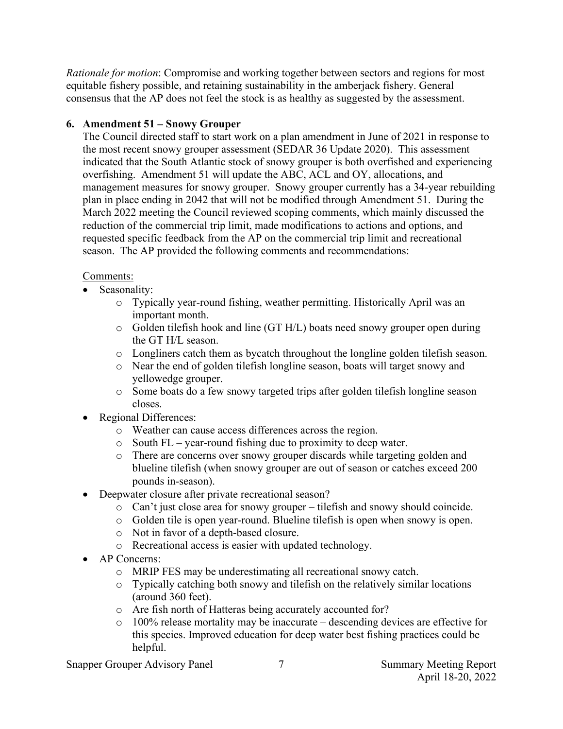*Rationale for motion*: Compromise and working together between sectors and regions for most equitable fishery possible, and retaining sustainability in the amberjack fishery. General consensus that the AP does not feel the stock is as healthy as suggested by the assessment.

## 6. Amendment 51 – Snowy Grouper

The Council directed staff to start work on a plan amendment in June of 2021 in response to the most recent snowy grouper assessment (SEDAR 36 Update 2020). This assessment indicated that the South Atlantic stock of snowy grouper is both overfished and experiencing overfishing. Amendment 51 will update the ABC, ACL and OY, allocations, and management measures for snowy grouper. Snowy grouper currently has a 34-year rebuilding plan in place ending in 2042 that will not be modified through Amendment 51. During the March 2022 meeting the Council reviewed scoping comments, which mainly discussed the reduction of the commercial trip limit, made modifications to actions and options, and requested specific feedback from the AP on the commercial trip limit and recreational season. The AP provided the following comments and recommendations:

Comments:

- Seasonality:
  - Typically year-round fishing, weather permitting. Historically April was an important month.
  - Golden tilefish hook and line (GT H/L) boats need snowy grouper open during the GT H/L season.
  - Longliners catch them as bycatch throughout the longline golden tilefish season.
  - Near the end of golden tilefish longline season, boats will target snowy and yellowedge grouper.
  - Some boats do a few snowy targeted trips after golden tilefish longline season closes.
- Regional Differences:
  - Weather can cause access differences across the region.
  - South FL – year-round fishing due to proximity to deep water.
  - There are concerns over snowy grouper discards while targeting golden and blueline tilefish (when snowy grouper are out of season or catches exceed 200 pounds in-season).
- Deepwater closure after private recreational season?
  - Can't just close area for snowy grouper – tilefish and snowy should coincide.
  - Golden tile is open year-round. Blueline tilefish is open when snowy is open.
  - Not in favor of a depth-based closure.
  - Recreational access is easier with updated technology.
- AP Concerns:
  - MRIP FES may be underestimating all recreational snowy catch.
  - Typically catching both snowy and tilefish on the relatively similar locations (around 360 feet).
  - Are fish north of Hatteras being accurately accounted for?
  - 100% release mortality may be inaccurate – descending devices are effective for this species. Improved education for deep water best fishing practices could be helpful.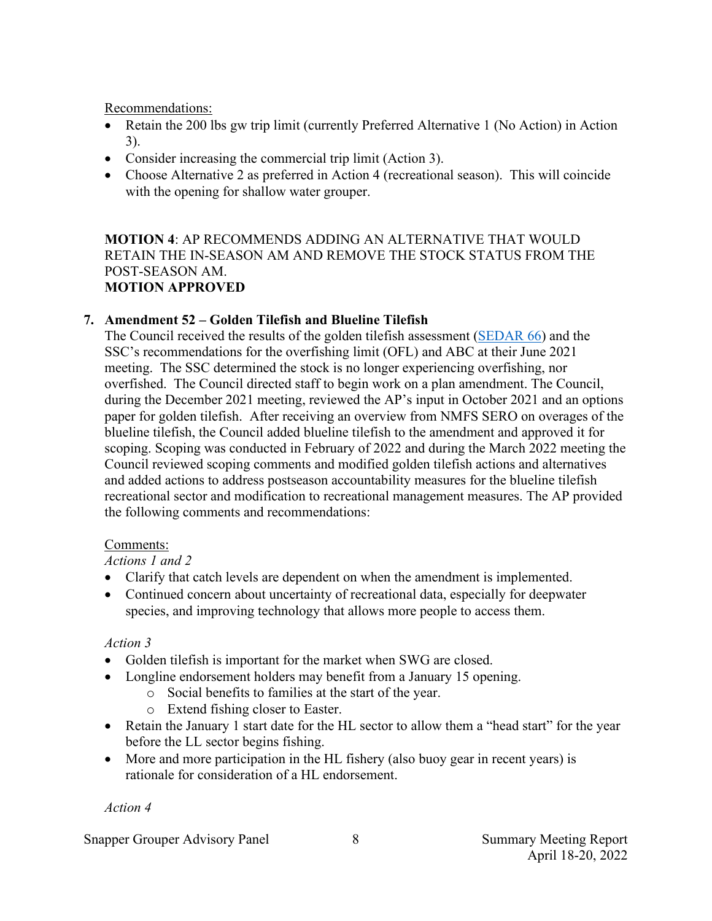Recommendations:

- Retain the 200 lbs gw trip limit (currently Preferred Alternative 1 (No Action) in Action 3).
- Consider increasing the commercial trip limit (Action 3).
- Choose Alternative 2 as preferred in Action 4 (recreational season). This will coincide with the opening for shallow water grouper.

**MOTION 4**: AP RECOMMENDS ADDING AN ALTERNATIVE THAT WOULD RETAIN THE IN-SEASON AM AND REMOVE THE STOCK STATUS FROM THE POST-SEASON AM.
**MOTION APPROVED**

**7. Amendment 52 – Golden Tilefish and Blueline Tilefish**

The Council received the results of the golden tilefish assessment (SEDAR 66) and the SSC's recommendations for the overfishing limit (OFL) and ABC at their June 2021 meeting. The SSC determined the stock is no longer experiencing overfishing, nor overfished. The Council directed staff to begin work on a plan amendment. The Council, during the December 2021 meeting, reviewed the AP's input in October 2021 and an options paper for golden tilefish. After receiving an overview from NMFS SERO on overages of the blueline tilefish, the Council added blueline tilefish to the amendment and approved it for scoping. Scoping was conducted in February of 2022 and during the March 2022 meeting the Council reviewed scoping comments and modified golden tilefish actions and alternatives and added actions to address postseason accountability measures for the blueline tilefish recreational sector and modification to recreational management measures. The AP provided the following comments and recommendations:

Comments:

*Actions 1 and 2*

- Clarify that catch levels are dependent on when the amendment is implemented.
- Continued concern about uncertainty of recreational data, especially for deepwater species, and improving technology that allows more people to access them.

*Action 3*

- Golden tilefish is important for the market when SWG are closed.
- Longline endorsement holders may benefit from a January 15 opening.
  - Social benefits to families at the start of the year.
  - Extend fishing closer to Easter.
- Retain the January 1 start date for the HL sector to allow them a "head start" for the year before the LL sector begins fishing.
- More and more participation in the HL fishery (also buoy gear in recent years) is rationale for consideration of a HL endorsement.

*Action 4*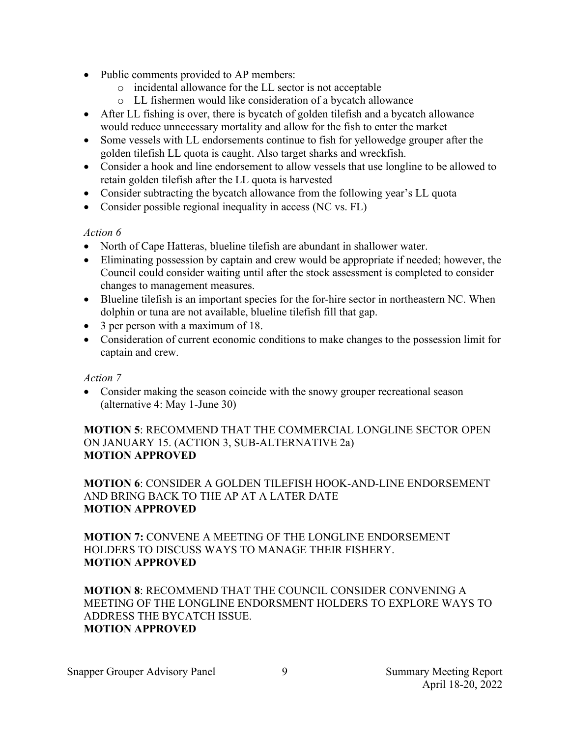- Public comments provided to AP members:
    - incidental allowance for the LL sector is not acceptable
    - LL fishermen would like consideration of a bycatch allowance
- After LL fishing is over, there is bycatch of golden tilefish and a bycatch allowance would reduce unnecessary mortality and allow for the fish to enter the market
- Some vessels with LL endorsements continue to fish for yellowedge grouper after the golden tilefish LL quota is caught. Also target sharks and wreckfish.
- Consider a hook and line endorsement to allow vessels that use longline to be allowed to retain golden tilefish after the LL quota is harvested
- Consider subtracting the bycatch allowance from the following year's LL quota
- Consider possible regional inequality in access (NC vs. FL)

*Action 6*

- North of Cape Hatteras, blueline tilefish are abundant in shallower water.
- Eliminating possession by captain and crew would be appropriate if needed; however, the Council could consider waiting until after the stock assessment is completed to consider changes to management measures.
- Blueline tilefish is an important species for the for-hire sector in northeastern NC. When dolphin or tuna are not available, blueline tilefish fill that gap.
- 3 per person with a maximum of 18.
- Consideration of current economic conditions to make changes to the possession limit for captain and crew.

*Action 7*

- Consider making the season coincide with the snowy grouper recreational season (alternative 4: May 1-June 30)

**MOTION 5**: RECOMMEND THAT THE COMMERCIAL LONGLINE SECTOR OPEN ON JANUARY 15. (ACTION 3, SUB-ALTERNATIVE 2a)
**MOTION APPROVED**

**MOTION 6**: CONSIDER A GOLDEN TILEFISH HOOK-AND-LINE ENDORSEMENT AND BRING BACK TO THE AP AT A LATER DATE
**MOTION APPROVED**

**MOTION 7:** CONVENE A MEETING OF THE LONGLINE ENDORSEMENT HOLDERS TO DISCUSS WAYS TO MANAGE THEIR FISHERY.
**MOTION APPROVED**

**MOTION 8**: RECOMMEND THAT THE COUNCIL CONSIDER CONVENING A MEETING OF THE LONGLINE ENDORSMENT HOLDERS TO EXPLORE WAYS TO ADDRESS THE BYCATCH ISSUE.
**MOTION APPROVED**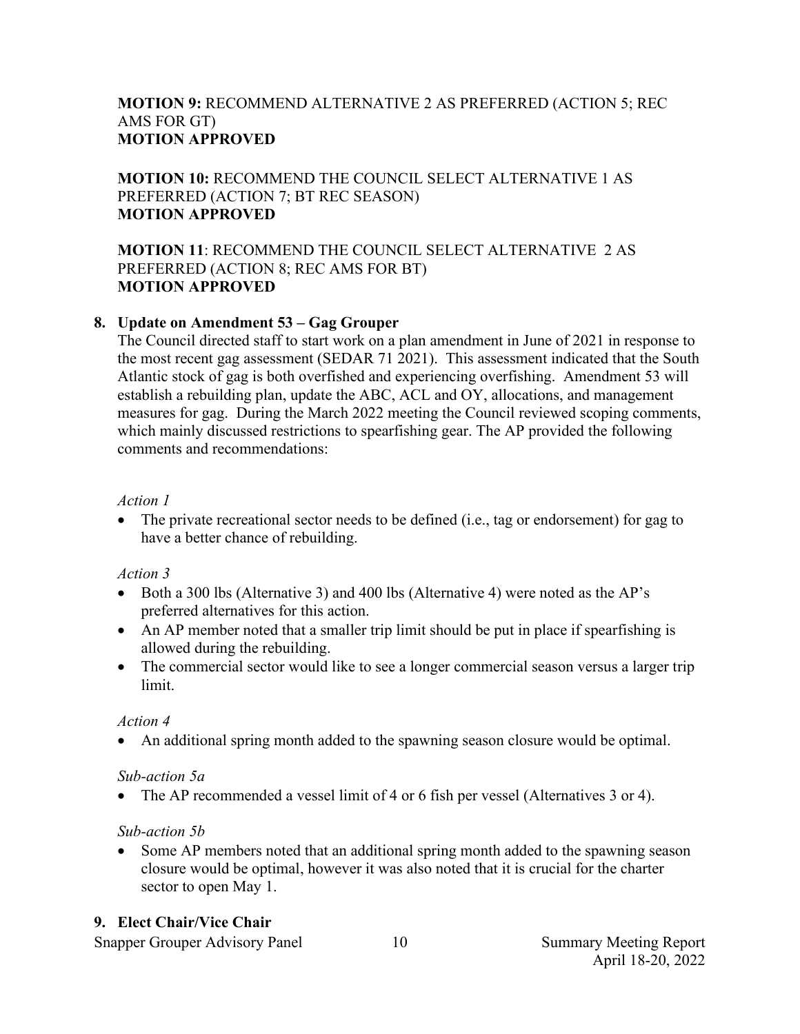**MOTION 9:** RECOMMEND ALTERNATIVE 2 AS PREFERRED (ACTION 5; REC AMS FOR GT)
**MOTION APPROVED**

**MOTION 10:** RECOMMEND THE COUNCIL SELECT ALTERNATIVE 1 AS PREFERRED (ACTION 7; BT REC SEASON)
**MOTION APPROVED**

**MOTION 11**: RECOMMEND THE COUNCIL SELECT ALTERNATIVE 2 AS PREFERRED (ACTION 8; REC AMS FOR BT)
**MOTION APPROVED**

**8. Update on Amendment 53 – Gag Grouper**

The Council directed staff to start work on a plan amendment in June of 2021 in response to the most recent gag assessment (SEDAR 71 2021). This assessment indicated that the South Atlantic stock of gag is both overfished and experiencing overfishing. Amendment 53 will establish a rebuilding plan, update the ABC, ACL and OY, allocations, and management measures for gag. During the March 2022 meeting the Council reviewed scoping comments, which mainly discussed restrictions to spearfishing gear. The AP provided the following comments and recommendations:

*Action 1*

- The private recreational sector needs to be defined (i.e., tag or endorsement) for gag to have a better chance of rebuilding.

*Action 3*

- Both a 300 lbs (Alternative 3) and 400 lbs (Alternative 4) were noted as the AP's preferred alternatives for this action.
- An AP member noted that a smaller trip limit should be put in place if spearfishing is allowed during the rebuilding.
- The commercial sector would like to see a longer commercial season versus a larger trip limit.

*Action 4*

- An additional spring month added to the spawning season closure would be optimal.

*Sub-action 5a*

- The AP recommended a vessel limit of 4 or 6 fish per vessel (Alternatives 3 or 4).

*Sub-action 5b*

- Some AP members noted that an additional spring month added to the spawning season closure would be optimal, however it was also noted that it is crucial for the charter sector to open May 1.

**9. Elect Chair/Vice Chair**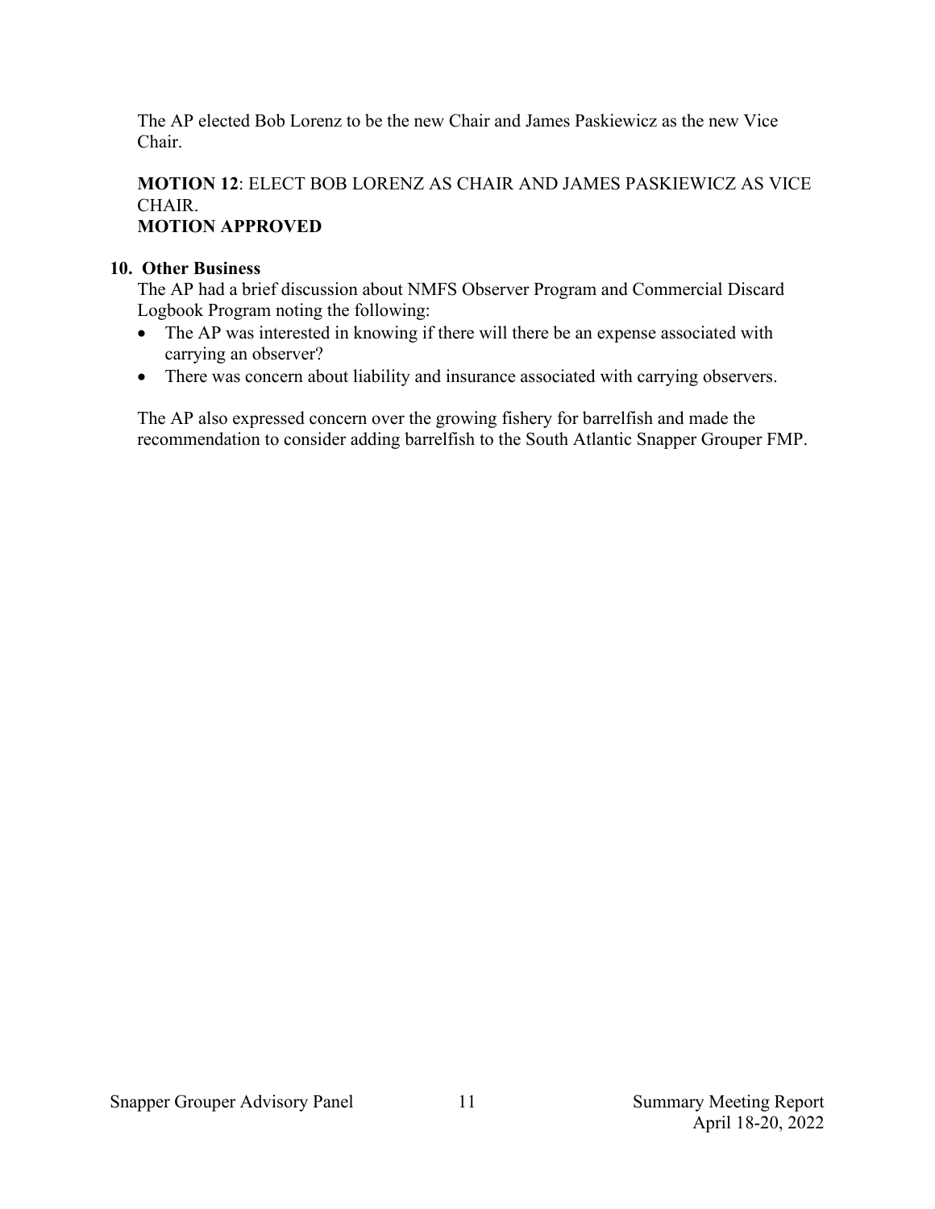The AP elected Bob Lorenz to be the new Chair and James Paskiewicz as the new Vice Chair.

**MOTION 12**: ELECT BOB LORENZ AS CHAIR AND JAMES PASKIEWICZ AS VICE CHAIR.
**MOTION APPROVED**

## 10. Other Business

The AP had a brief discussion about NMFS Observer Program and Commercial Discard Logbook Program noting the following:

- The AP was interested in knowing if there will there be an expense associated with carrying an observer?
- There was concern about liability and insurance associated with carrying observers.

The AP also expressed concern over the growing fishery for barrelfish and made the recommendation to consider adding barrelfish to the South Atlantic Snapper Grouper FMP.